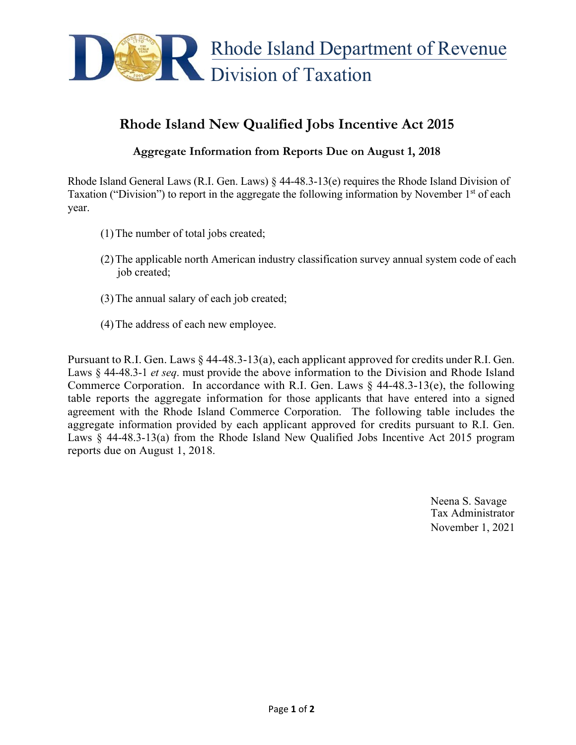Rhode Island Department of Revenue
Division of Taxation

# Rhode Island New Qualified Jobs Incentive Act 2015

## Aggregate Information from Reports Due on August 1, 2018

Rhode Island General Laws (R.I. Gen. Laws) § 44-48.3-13(e) requires the Rhode Island Division of Taxation ("Division") to report in the aggregate the following information by November 1st of each year.

(1) The number of total jobs created;

(2) The applicable north American industry classification survey annual system code of each job created;

(3) The annual salary of each job created;

(4) The address of each new employee.

Pursuant to R.I. Gen. Laws § 44-48.3-13(a), each applicant approved for credits under R.I. Gen. Laws § 44-48.3-1 *et seq*. must provide the above information to the Division and Rhode Island Commerce Corporation. In accordance with R.I. Gen. Laws § 44-48.3-13(e), the following table reports the aggregate information for those applicants that have entered into a signed agreement with the Rhode Island Commerce Corporation. The following table includes the aggregate information provided by each applicant approved for credits pursuant to R.I. Gen. Laws § 44-48.3-13(a) from the Rhode Island New Qualified Jobs Incentive Act 2015 program reports due on August 1, 2018.

Neena S. Savage
Tax Administrator
November 1, 2021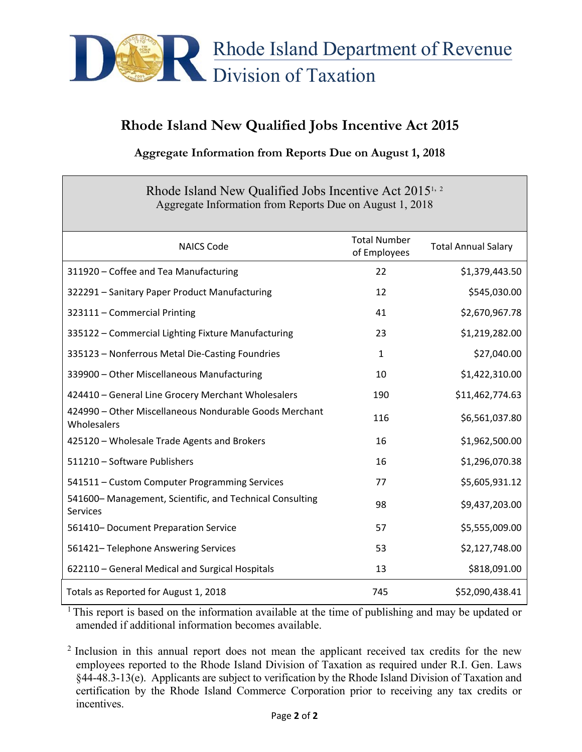Rhode Island Department of Revenue
Division of Taxation

# Rhode Island New Qualified Jobs Incentive Act 2015

## Aggregate Information from Reports Due on August 1, 2018

| Rhode Island New Qualified Jobs Incentive Act 2015[1, 2] Aggregate Information from Reports Due on August 1, 2018 | | |
|---|---|---|
| NAICS Code | Total Number of Employees | Total Annual Salary |
| 311920 – Coffee and Tea Manufacturing | 22 | $1,379,443.50 |
| 322291 – Sanitary Paper Product Manufacturing | 12 | $545,030.00 |
| 323111 – Commercial Printing | 41 | $2,670,967.78 |
| 335122 – Commercial Lighting Fixture Manufacturing | 23 | $1,219,282.00 |
| 335123 – Nonferrous Metal Die-Casting Foundries | 1 | $27,040.00 |
| 339900 – Other Miscellaneous Manufacturing | 10 | $1,422,310.00 |
| 424410 – General Line Grocery Merchant Wholesalers | 190 | $11,462,774.63 |
| 424990 – Other Miscellaneous Nondurable Goods Merchant Wholesalers | 116 | $6,561,037.80 |
| 425120 – Wholesale Trade Agents and Brokers | 16 | $1,962,500.00 |
| 511210 – Software Publishers | 16 | $1,296,070.38 |
| 541511 – Custom Computer Programming Services | 77 | $5,605,931.12 |
| 541600– Management, Scientific, and Technical Consulting Services | 98 | $9,437,203.00 |
| 561410– Document Preparation Service | 57 | $5,555,009.00 |
| 561421– Telephone Answering Services | 53 | $2,127,748.00 |
| 622110 – General Medical and Surgical Hospitals | 13 | $818,091.00 |
| Totals as Reported for August 1, 2018 | 745 | $52,090,438.41 |

[1] This report is based on the information available at the time of publishing and may be updated or amended if additional information becomes available.

[2] Inclusion in this annual report does not mean the applicant received tax credits for the new employees reported to the Rhode Island Division of Taxation as required under R.I. Gen. Laws §44-48.3-13(e). Applicants are subject to verification by the Rhode Island Division of Taxation and certification by the Rhode Island Commerce Corporation prior to receiving any tax credits or incentives.